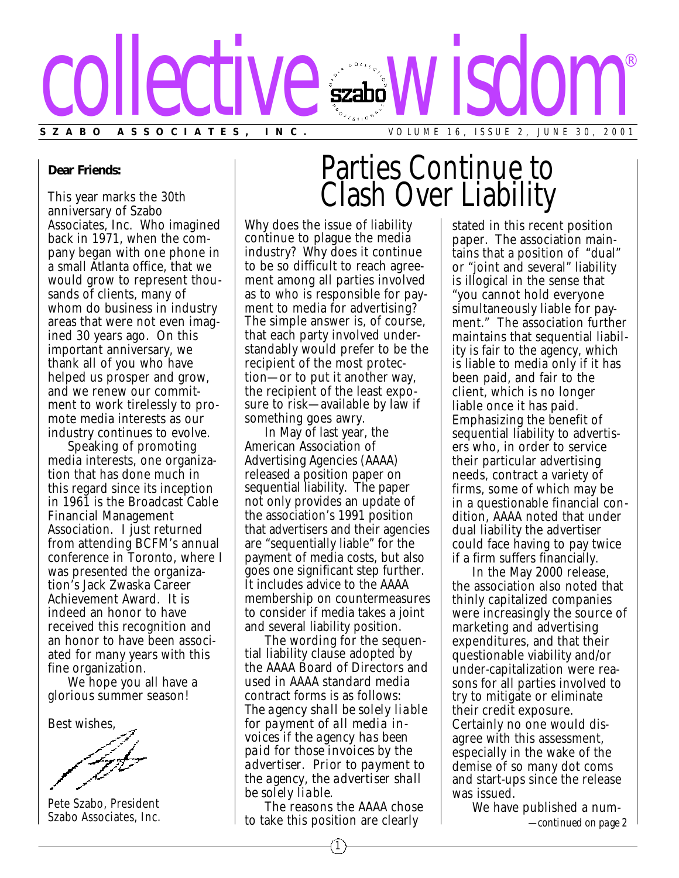# collective wisdom®

**SZABO ASSOCIATES, INC.** VOLUME 16, ISSUE 2, JUNE 30, 2001

**Dear Friends:**

This year marks the 30th anniversary of Szabo Associates, Inc. Who imagined back in 1971, when the company began with one phone in a small Atlanta office, that we would grow to represent thousands of clients, many of whom do business in industry areas that were not even imagined 30 years ago. On this important anniversary, we thank all of you who have helped us prosper and grow, and we renew our commitment to work tirelessly to promote media interests as our industry continues to evolve.

Speaking of promoting media interests, one organization that has done much in this regard since its inception in 1961 is the Broadcast Cable Financial Management Association. I just returned from attending BCFM's annual conference in Toronto, where I was presented the organization's Jack Zwaska Career Achievement Award. It is indeed an honor to have received this recognition and an honor to have been associated for many years with this fine organization.

We hope you all have a glorious summer season!

Best wishes,

Pete Szabo, President
Szabo Associates, Inc.

# Parties Continue to Clash Over Liability

Why does the issue of liability continue to plague the media industry? Why does it continue to be so difficult to reach agreement among all parties involved as to who is responsible for payment to media for advertising? The simple answer is, of course, that each party involved understandably would prefer to be the recipient of the most protection—or to put it another way, the recipient of the least exposure to risk—available by law if something goes awry.

In May of last year, the American Association of Advertising Agencies (AAAA) released a position paper on sequential liability. The paper not only provides an update of the association's 1991 position that advertisers and their agencies are "sequentially liable" for the payment of media costs, but also goes one significant step further. It includes advice to the AAAA membership on countermeasures to consider if media takes a joint and several liability position.

The wording for the sequential liability clause adopted by the AAAA Board of Directors and used in AAAA standard media contract forms is as follows: *The agency shall be solely liable for payment of all media invoices if the agency has been paid for those invoices by the advertiser. Prior to payment to the agency, the advertiser shall be solely liable.*

The reasons the AAAA chose to take this position are clearly stated in this recent position paper. The association maintains that a position of "dual" or "joint and several" liability is illogical in the sense that "you cannot hold everyone simultaneously liable for payment." The association further maintains that sequential liability is fair to the agency, which is liable to media only if it has been paid, and fair to the client, which is no longer liable once it has paid. Emphasizing the benefit of sequential liability to advertisers who, in order to service their particular advertising needs, contract a variety of firms, some of which may be in a questionable financial condition, AAAA noted that under dual liability the advertiser could face having to pay twice if a firm suffers financially.

In the May 2000 release, the association also noted that thinly capitalized companies were increasingly the source of marketing and advertising expenditures, and that their questionable viability and/or under-capitalization were reasons for all parties involved to try to mitigate or eliminate their credit exposure. Certainly no one would disagree with this assessment, especially in the wake of the demise of so many dot coms and start-ups since the release was issued.

We have published a num-

*—continued on page 2*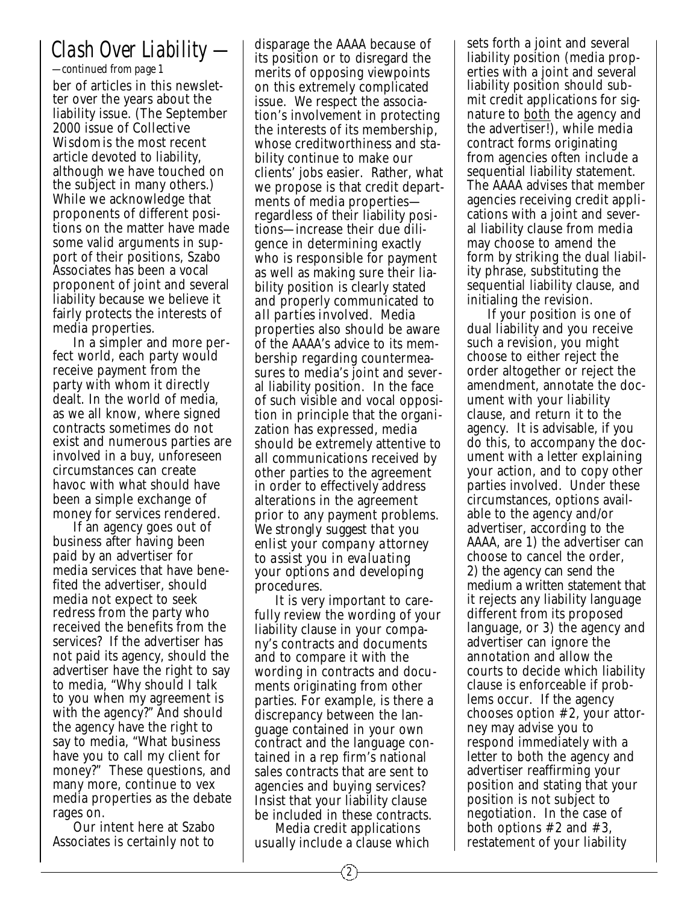## Clash Over Liability —

*—continued from page 1*

ber of articles in this newsletter over the years about the liability issue. (The September 2000 issue of *Collective Wisdom* is the most recent article devoted to liability, although we have touched on the subject in many others.) While we acknowledge that proponents of different positions on the matter have made some valid arguments in support of their positions, Szabo Associates has been a vocal proponent of joint and several liability because we believe it fairly protects the interests of media properties.

In a simpler and more perfect world, each party would receive payment from the party with whom it directly dealt. In the world of media, as we all know, where signed contracts sometimes do not exist and numerous parties are involved in a buy, unforeseen circumstances can create havoc with what should have been a simple exchange of money for services rendered.

If an agency goes out of business after having been paid by an advertiser for media services that have benefited the advertiser, should media not expect to seek redress from the party who received the benefits from the services? If the advertiser has not paid its agency, should the advertiser have the right to say to media, "Why should I talk to you when my agreement is with the agency?" And should the agency have the right to say to media, "What business have you to call my client for money?" These questions, and many more, continue to vex media properties as the debate rages on.

Our intent here at Szabo Associates is certainly not to disparage the AAAA because of its position or to disregard the merits of opposing viewpoints on this extremely complicated issue. We respect the association's involvement in protecting the interests of its membership, whose creditworthiness and stability continue to make our clients' jobs easier. Rather, what we propose is that credit departments of media properties—regardless of their liability positions—increase their due diligence in determining exactly who is responsible for payment as well as making sure their liability position is clearly stated and properly communicated to *all parties* involved. Media properties also should be aware of the AAAA's advice to its membership regarding countermeasures to media's joint and several liability position. In the face of such visible and vocal opposition in principle that the organization has expressed, media should be extremely attentive to all communications received by other parties to the agreement in order to effectively address alterations in the agreement prior to any payment problems. *We strongly suggest that you enlist your company attorney to assist you in evaluating your options and developing procedures.*

It is very important to carefully review the wording of your liability clause in your company's contracts and documents and to compare it with the wording in contracts and documents originating from other parties. For example, is there a discrepancy between the language contained in your own contract and the language contained in a rep firm's national sales contracts that are sent to agencies and buying services? Insist that your liability clause be included in these contracts.

Media credit applications usually include a clause which sets forth a joint and several liability position (media properties with a joint and several liability position should submit credit applications for signature to both the agency and the advertiser!), while media contract forms originating from agencies often include a sequential liability statement. The AAAA advises that member agencies receiving credit applications with a joint and several liability clause from media may choose to amend the form by striking the dual liability phrase, substituting the sequential liability clause, and initialing the revision.

If your position is one of dual liability and you receive such a revision, you might choose to either reject the order altogether or reject the amendment, annotate the document with your liability clause, and return it to the agency. It is advisable, if you do this, to accompany the document with a letter explaining your action, and to copy other parties involved. Under these circumstances, options available to the agency and/or advertiser, according to the AAAA, are 1) the advertiser can choose to cancel the order, 2) the agency can send the medium a written statement that it rejects any liability language different from its proposed language, or 3) the agency and advertiser can ignore the annotation and allow the courts to decide which liability clause is enforceable if problems occur. If the agency chooses option #2, your attorney may advise you to respond immediately with a letter to both the agency and advertiser reaffirming your position and stating that your position is not subject to negotiation. In the case of both options #2 and #3, restatement of your liability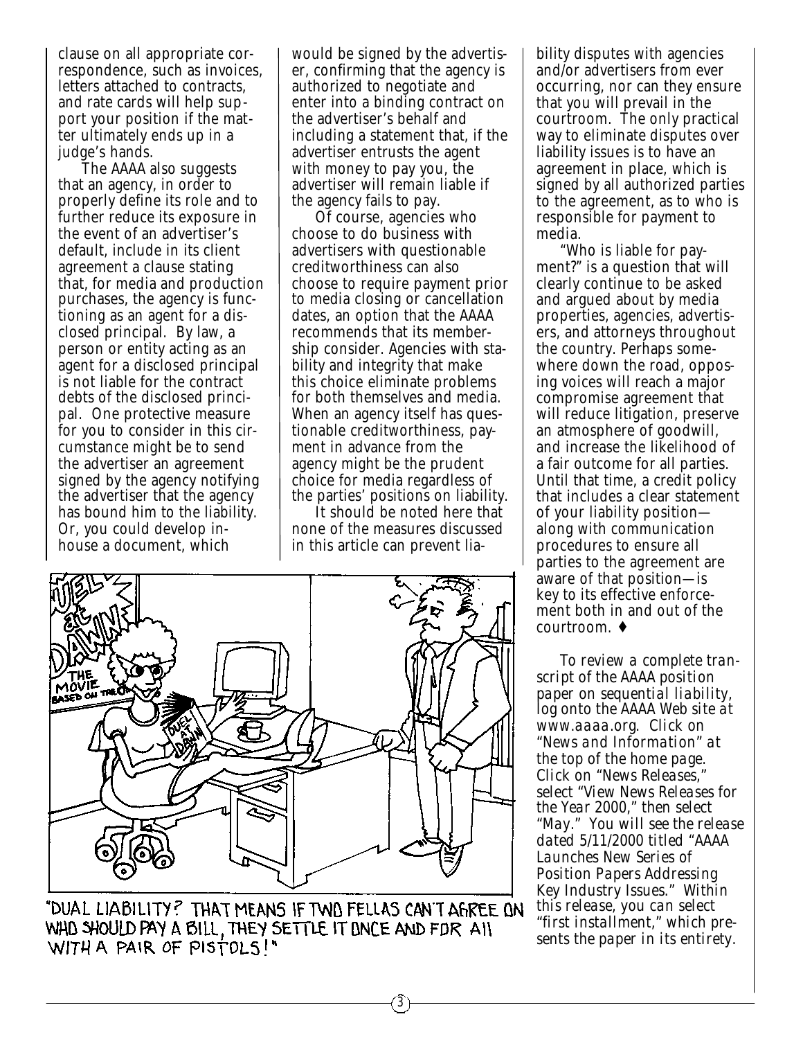clause on all appropriate correspondence, such as invoices, letters attached to contracts, and rate cards will help support your position if the matter ultimately ends up in a judge's hands.

The AAAA also suggests that an agency, in order to properly define its role and to further reduce its exposure in the event of an advertiser's default, include in its client agreement a clause stating that, for media and production purchases, the agency is functioning as an agent for a disclosed principal. By law, a person or entity acting as an agent for a disclosed principal is not liable for the contract debts of the disclosed principal. One protective measure for you to consider in this circumstance might be to send the advertiser an agreement signed by the agency notifying the advertiser that the agency has bound him to the liability. Or, you could develop in-house a document, which would be signed by the advertiser, confirming that the agency is authorized to negotiate and enter into a binding contract on the advertiser's behalf and including a statement that, if the advertiser entrusts the agent with money to pay you, the advertiser will remain liable if the agency fails to pay.

Of course, agencies who choose to do business with advertisers with questionable creditworthiness can also choose to require payment prior to media closing or cancellation dates, an option that the AAAA recommends that its membership consider. Agencies with stability and integrity that make this choice eliminate problems for both themselves and media. When an agency itself has questionable creditworthiness, payment in advance from the agency might be the prudent choice for media regardless of the parties' positions on liability.

It should be noted here that none of the measures discussed in this article can prevent liability disputes with agencies and/or advertisers from ever occurring, nor can they ensure that you will prevail in the courtroom. The only practical way to eliminate disputes over liability issues is to have an agreement in place, which is signed by all authorized parties to the agreement, as to who is responsible for payment to media.

"Who is liable for payment?" is a question that will clearly continue to be asked and argued about by media properties, agencies, advertisers, and attorneys throughout the country. Perhaps somewhere down the road, opposing voices will reach a major compromise agreement that will reduce litigation, preserve an atmosphere of goodwill, and increase the likelihood of a fair outcome for all parties. Until that time, a credit policy that includes a clear statement of your liability position—along with communication procedures to ensure all parties to the agreement are aware of that position—is key to its effective enforcement both in and out of the courtroom. ♦

"DUAL LIABILITY? THAT MEANS IF TWO FELLAS CAN'T AGREE ON WHO SHOULD PAY A BILL, THEY SETTLE IT ONCE AND FOR ALL WITH A PAIR OF PISTOLS!"

*To review a complete transcript of the AAAA position paper on sequential liability, log onto the AAAA Web site at www.aaaa.org. Click on "News and Information" at the top of the home page. Click on "News Releases," select "View News Releases for the Year 2000," then select "May." You will see the release dated 5/11/2000 titled "AAAA Launches New Series of Position Papers Addressing Key Industry Issues." Within this release, you can select "first installment," which presents the paper in its entirety.*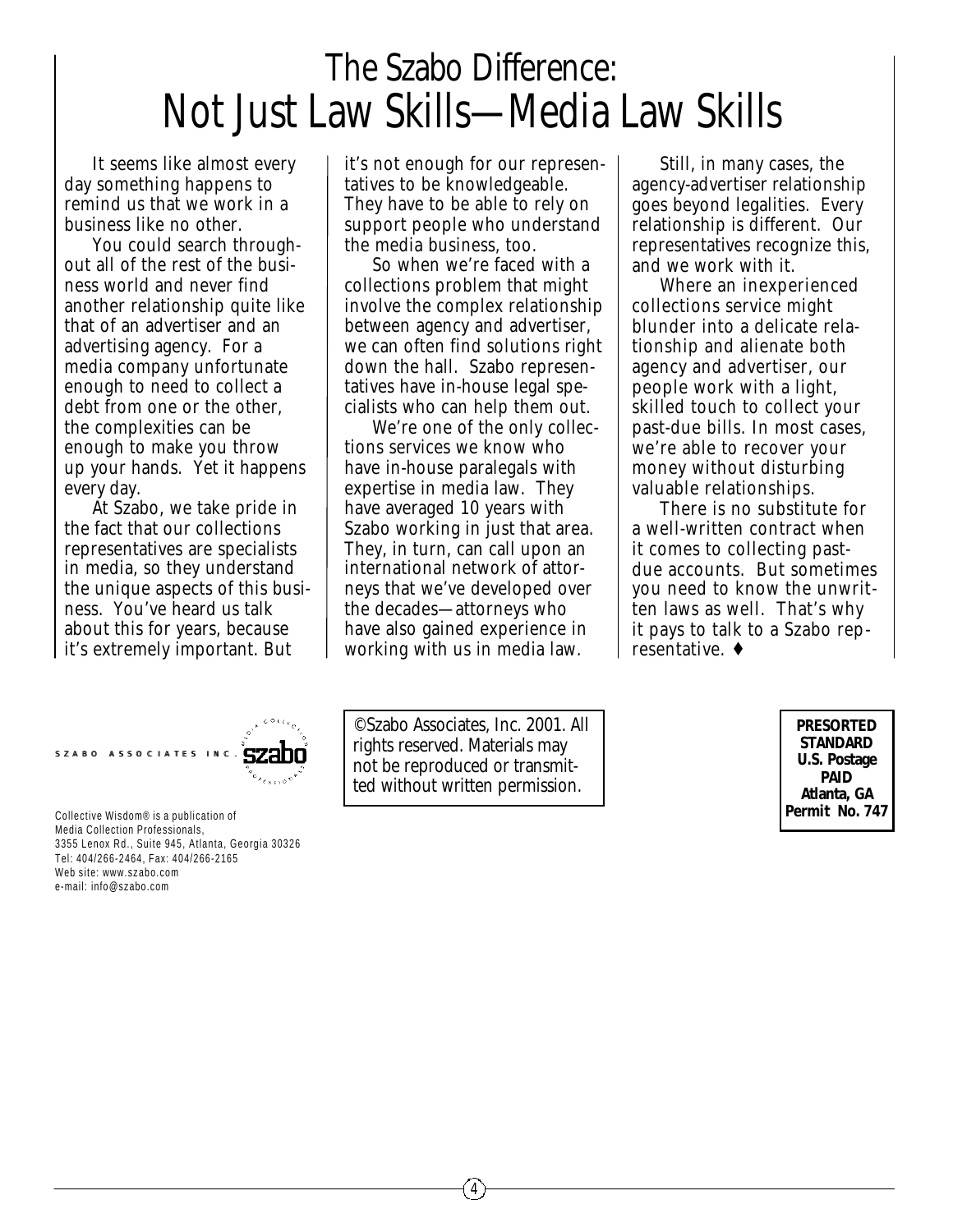# The Szabo Difference: Not Just Law Skills—Media Law Skills

It seems like almost every day something happens to remind us that we work in a business like no other.

You could search throughout all of the rest of the business world and never find another relationship quite like that of an advertiser and an advertising agency. For a media company unfortunate enough to need to collect a debt from one or the other, the complexities can be enough to make you throw up your hands. Yet it happens every day.

At Szabo, we take pride in the fact that our collections representatives are specialists in media, so they understand the unique aspects of this business. You've heard us talk about this for years, because it's extremely important. But it's not enough for our representatives to be knowledgeable. They have to be able to rely on support people who understand the media business, too.

So when we're faced with a collections problem that might involve the complex relationship between agency and advertiser, we can often find solutions right down the hall. Szabo representatives have in-house legal specialists who can help them out.

We're one of the only collections services we know who have in-house paralegals with expertise in media law. They have averaged 10 years with Szabo working in just that area. They, in turn, can call upon an international network of attorneys that we've developed over the decades—attorneys who have also gained experience in working with us in media law.

Still, in many cases, the agency-advertiser relationship goes beyond legalities. Every relationship is different. Our representatives recognize this, and we work with it.

Where an inexperienced collections service might blunder into a delicate relationship and alienate both agency and advertiser, our people work with a light, skilled touch to collect your past-due bills. In most cases, we're able to recover your money without disturbing valuable relationships.

There is no substitute for a well-written contract when it comes to collecting past-due accounts. But sometimes you need to know the unwritten laws as well. That's why it pays to talk to a Szabo representative. ♦

SZABO ASSOCIATES INC. szabo MEDIA COLLECTION PROFESSIONALS

Collective Wisdom® is a publication of
Media Collection Professionals,
3355 Lenox Rd., Suite 945, Atlanta, Georgia 30326
Tel: 404/266-2464, Fax: 404/266-2165
Web site: www.szabo.com
e-mail: info@szabo.com

©Szabo Associates, Inc. 2001. All rights reserved. Materials may not be reproduced or transmitted without written permission.

**PRESORTED STANDARD**
**U.S. Postage**
**PAID**
**Atlanta, GA**
**Permit No. 747**